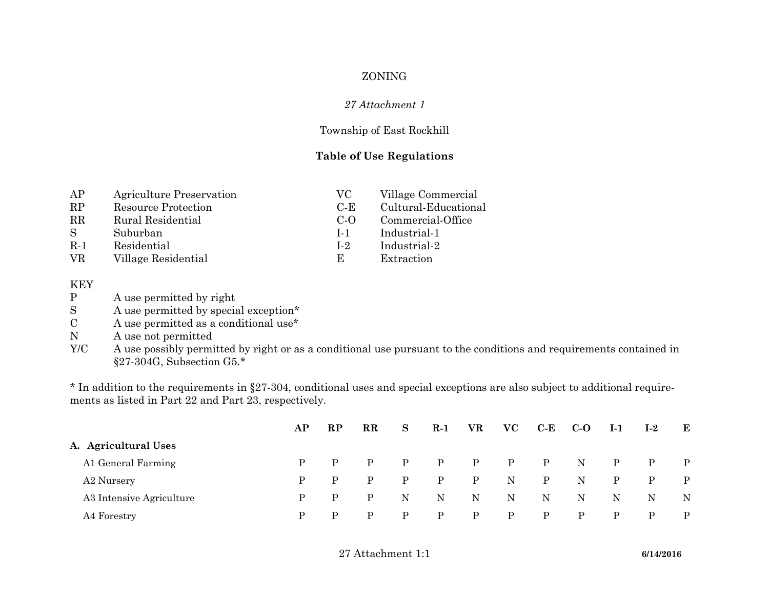ZONING

*27 Attachment 1*

Township of East Rockhill

## Table of Use Regulations

| | | | |
|---|---|---|---|
| AP | Agriculture Preservation | VC | Village Commercial |
| RP | Resource Protection | C-E | Cultural-Educational |
| RR | Rural Residential | C-O | Commercial-Office |
| S | Suburban | I-1 | Industrial-1 |
| R-1 | Residential | I-2 | Industrial-2 |
| VR | Village Residential | E | Extraction |

KEY

- P — A use permitted by right
- S — A use permitted by special exception*
- C — A use permitted as a conditional use*
- N — A use not permitted
- Y/C — A use possibly permitted by right or as a conditional use pursuant to the conditions and requirements contained in §27-304G, Subsection G5.*

* In addition to the requirements in §27-304, conditional uses and special exceptions are also subject to additional requirements as listed in Part 22 and Part 23, respectively.

| | AP | RP | RR | S | R-1 | VR | VC | C-E | C-O | I-1 | I-2 | E |
|---|---|---|---|---|---|---|---|---|---|---|---|---|
| **A. Agricultural Uses** | | | | | | | | | | | | |
| A1 General Farming | P | P | P | P | P | P | P | P | N | P | P | P |
| A2 Nursery | P | P | P | P | P | P | N | P | N | P | P | P |
| A3 Intensive Agriculture | P | P | P | N | N | N | N | N | N | N | N | N |
| A4 Forestry | P | P | P | P | P | P | P | P | P | P | P | P |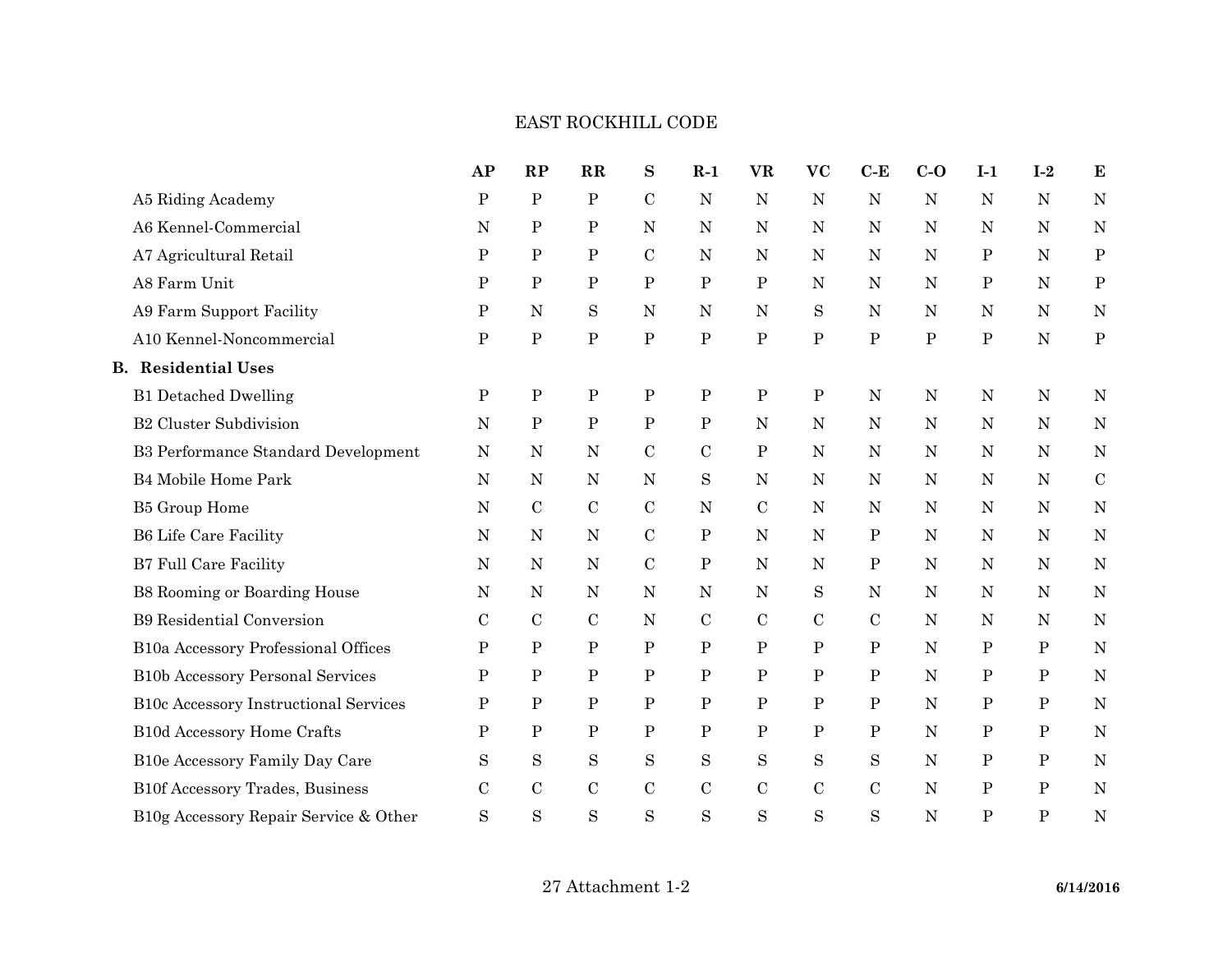| | AP | RP | RR | S | R-1 | VR | VC | C-E | C-O | I-1 | I-2 | E |
|---|---|---|---|---|---|---|---|---|---|---|---|---|
| A5 Riding Academy | P | P | P | C | N | N | N | N | N | N | N | N |
| A6 Kennel-Commercial | N | P | P | N | N | N | N | N | N | N | N | N |
| A7 Agricultural Retail | P | P | P | C | N | N | N | N | N | P | N | P |
| A8 Farm Unit | P | P | P | P | P | P | N | N | N | P | N | P |
| A9 Farm Support Facility | P | N | S | N | N | N | S | N | N | N | N | N |
| A10 Kennel-Noncommercial | P | P | P | P | P | P | P | P | P | P | N | P |
| **B. Residential Uses** | | | | | | | | | | | | |
| B1 Detached Dwelling | P | P | P | P | P | P | P | N | N | N | N | N |
| B2 Cluster Subdivision | N | P | P | P | P | N | N | N | N | N | N | N |
| B3 Performance Standard Development | N | N | N | C | C | P | N | N | N | N | N | N |
| B4 Mobile Home Park | N | N | N | N | S | N | N | N | N | N | N | C |
| B5 Group Home | N | C | C | C | N | C | N | N | N | N | N | N |
| B6 Life Care Facility | N | N | N | C | P | N | N | P | N | N | N | N |
| B7 Full Care Facility | N | N | N | C | P | N | N | P | N | N | N | N |
| B8 Rooming or Boarding House | N | N | N | N | N | N | S | N | N | N | N | N |
| B9 Residential Conversion | C | C | C | N | C | C | C | C | N | N | N | N |
| B10a Accessory Professional Offices | P | P | P | P | P | P | P | P | N | P | P | N |
| B10b Accessory Personal Services | P | P | P | P | P | P | P | P | N | P | P | N |
| B10c Accessory Instructional Services | P | P | P | P | P | P | P | P | N | P | P | N |
| B10d Accessory Home Crafts | P | P | P | P | P | P | P | P | N | P | P | N |
| B10e Accessory Family Day Care | S | S | S | S | S | S | S | S | N | P | P | N |
| B10f Accessory Trades, Business | C | C | C | C | C | C | C | C | N | P | P | N |
| B10g Accessory Repair Service & Other | S | S | S | S | S | S | S | S | N | P | P | N |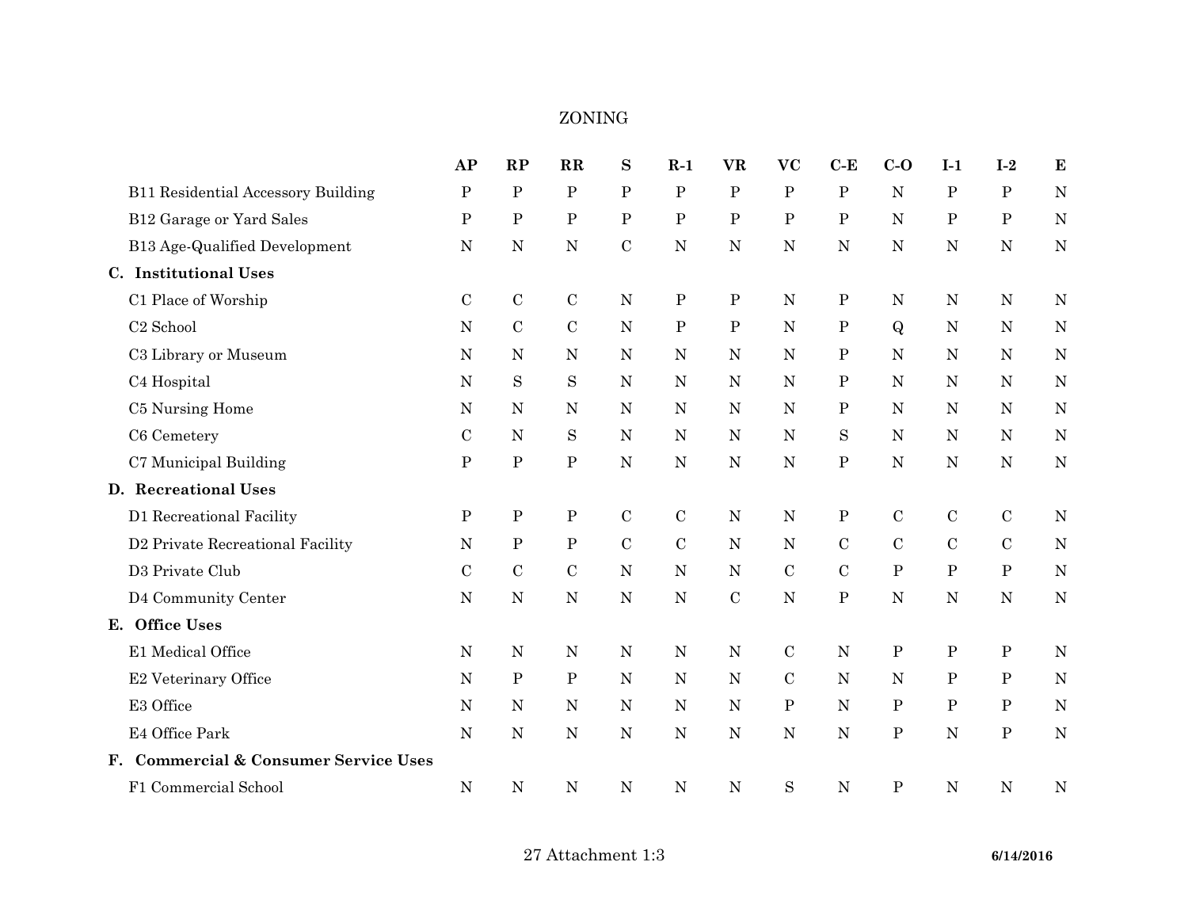# ZONING

| | AP | RP | RR | S | R-1 | VR | VC | C-E | C-O | I-1 | I-2 | E |
|---|---|---|---|---|---|---|---|---|---|---|---|---|
| B11 Residential Accessory Building | P | P | P | P | P | P | P | P | N | P | P | N |
| B12 Garage or Yard Sales | P | P | P | P | P | P | P | P | N | P | P | N |
| B13 Age-Qualified Development | N | N | N | C | N | N | N | N | N | N | N | N |
| **C. Institutional Uses** | | | | | | | | | | | | |
| C1 Place of Worship | C | C | C | N | P | P | N | P | N | N | N | N |
| C2 School | N | C | C | N | P | P | N | P | Q | N | N | N |
| C3 Library or Museum | N | N | N | N | N | N | N | P | N | N | N | N |
| C4 Hospital | N | S | S | N | N | N | N | P | N | N | N | N |
| C5 Nursing Home | N | N | N | N | N | N | N | P | N | N | N | N |
| C6 Cemetery | C | N | S | N | N | N | N | S | N | N | N | N |
| C7 Municipal Building | P | P | P | N | N | N | N | P | N | N | N | N |
| **D. Recreational Uses** | | | | | | | | | | | | |
| D1 Recreational Facility | P | P | P | C | C | N | N | P | C | C | C | N |
| D2 Private Recreational Facility | N | P | P | C | C | N | N | C | C | C | C | N |
| D3 Private Club | C | C | C | N | N | N | C | C | P | P | P | N |
| D4 Community Center | N | N | N | N | N | C | N | P | N | N | N | N |
| **E. Office Uses** | | | | | | | | | | | | |
| E1 Medical Office | N | N | N | N | N | N | C | N | P | P | P | N |
| E2 Veterinary Office | N | P | P | N | N | N | C | N | N | P | P | N |
| E3 Office | N | N | N | N | N | N | P | N | P | P | P | N |
| E4 Office Park | N | N | N | N | N | N | N | N | P | N | P | N |
| **F. Commercial & Consumer Service Uses** | | | | | | | | | | | | |
| F1 Commercial School | N | N | N | N | N | N | S | N | P | N | N | N |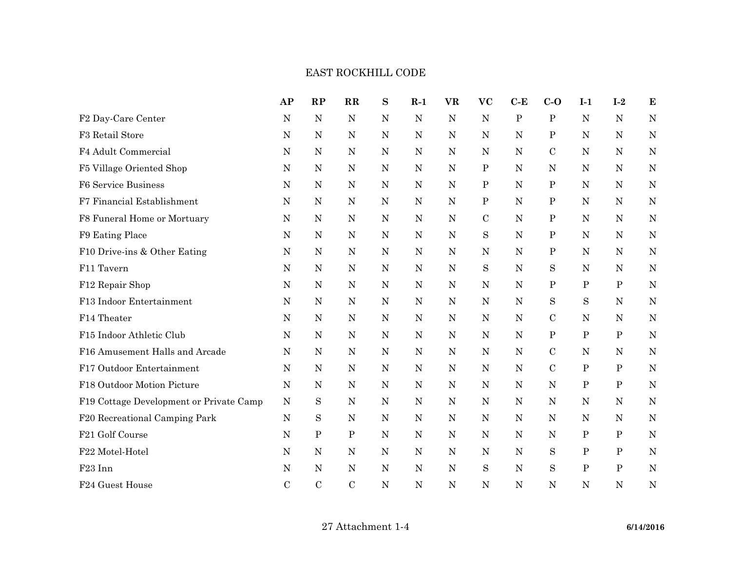# EAST ROCKHILL CODE

| | AP | RP | RR | S | R-1 | VR | VC | C-E | C-O | I-1 | I-2 | E |
|---|---|---|---|---|---|---|---|---|---|---|---|---|
| F2 Day-Care Center | N | N | N | N | N | N | N | P | P | N | N | N |
| F3 Retail Store | N | N | N | N | N | N | N | N | P | N | N | N |
| F4 Adult Commercial | N | N | N | N | N | N | N | N | C | N | N | N |
| F5 Village Oriented Shop | N | N | N | N | N | N | P | N | N | N | N | N |
| F6 Service Business | N | N | N | N | N | N | P | N | P | N | N | N |
| F7 Financial Establishment | N | N | N | N | N | N | P | N | P | N | N | N |
| F8 Funeral Home or Mortuary | N | N | N | N | N | N | C | N | P | N | N | N |
| F9 Eating Place | N | N | N | N | N | N | S | N | P | N | N | N |
| F10 Drive-ins & Other Eating | N | N | N | N | N | N | N | N | P | N | N | N |
| F11 Tavern | N | N | N | N | N | N | S | N | S | N | N | N |
| F12 Repair Shop | N | N | N | N | N | N | N | N | P | P | P | N |
| F13 Indoor Entertainment | N | N | N | N | N | N | N | N | S | S | N | N |
| F14 Theater | N | N | N | N | N | N | N | N | C | N | N | N |
| F15 Indoor Athletic Club | N | N | N | N | N | N | N | N | P | P | P | N |
| F16 Amusement Halls and Arcade | N | N | N | N | N | N | N | N | C | N | N | N |
| F17 Outdoor Entertainment | N | N | N | N | N | N | N | N | C | P | P | N |
| F18 Outdoor Motion Picture | N | N | N | N | N | N | N | N | N | P | P | N |
| F19 Cottage Development or Private Camp | N | S | N | N | N | N | N | N | N | N | N | N |
| F20 Recreational Camping Park | N | S | N | N | N | N | N | N | N | N | N | N |
| F21 Golf Course | N | P | P | N | N | N | N | N | N | P | P | N |
| F22 Motel-Hotel | N | N | N | N | N | N | N | N | S | P | P | N |
| F23 Inn | N | N | N | N | N | N | S | N | S | P | P | N |
| F24 Guest House | C | C | C | N | N | N | N | N | N | N | N | N |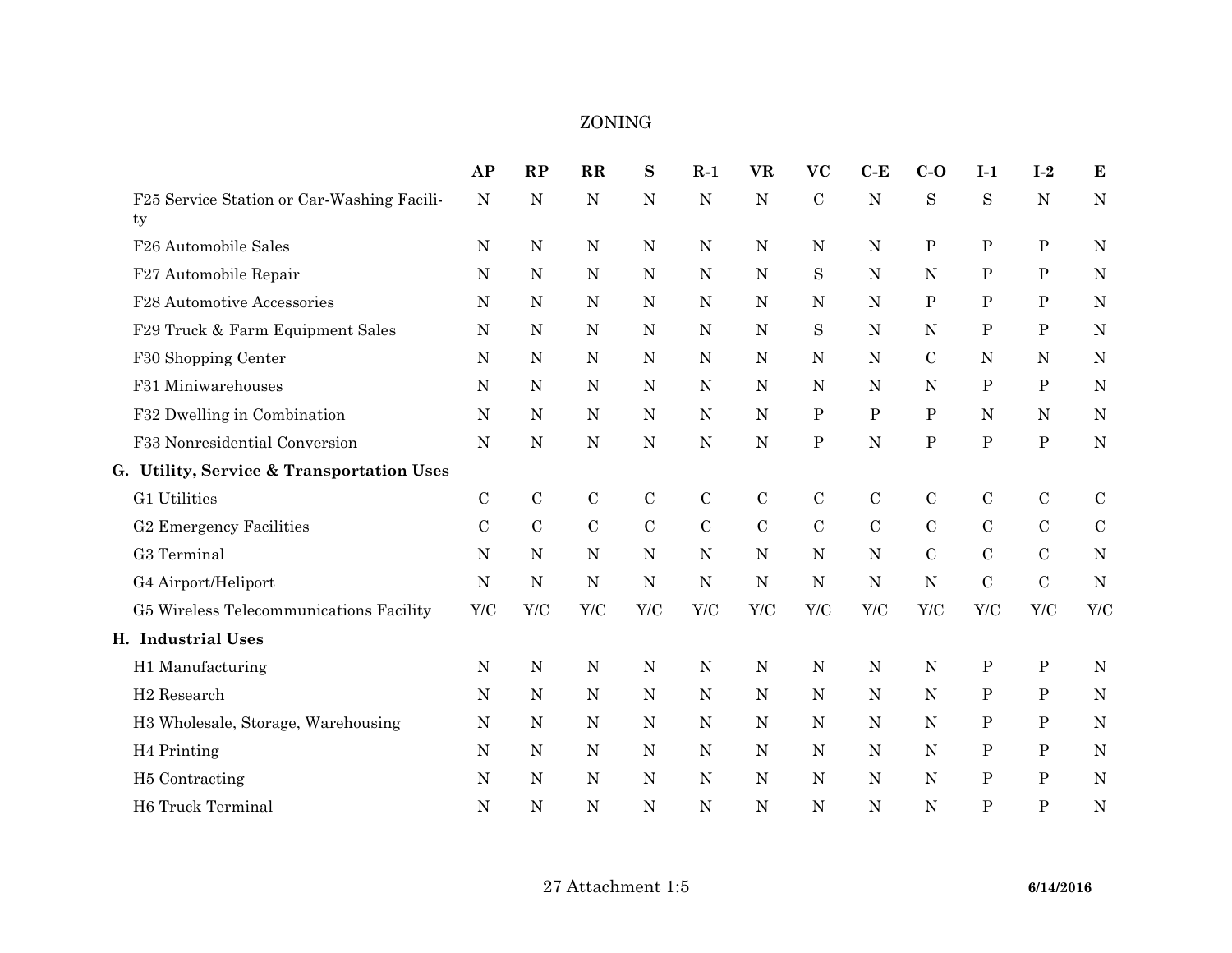| | AP | RP | RR | S | R-1 | VR | VC | C-E | C-O | I-1 | I-2 | E |
|---|---|---|---|---|---|---|---|---|---|---|---|---|
| F25 Service Station or Car-Washing Facility | N | N | N | N | N | N | C | N | S | S | N | N |
| F26 Automobile Sales | N | N | N | N | N | N | N | N | P | P | P | N |
| F27 Automobile Repair | N | N | N | N | N | N | S | N | N | P | P | N |
| F28 Automotive Accessories | N | N | N | N | N | N | N | N | P | P | P | N |
| F29 Truck & Farm Equipment Sales | N | N | N | N | N | N | S | N | N | P | P | N |
| F30 Shopping Center | N | N | N | N | N | N | N | N | C | N | N | N |
| F31 Miniwarehouses | N | N | N | N | N | N | N | N | N | P | P | N |
| F32 Dwelling in Combination | N | N | N | N | N | N | P | P | P | N | N | N |
| F33 Nonresidential Conversion | N | N | N | N | N | N | P | N | P | P | P | N |
| **G. Utility, Service & Transportation Uses** | | | | | | | | | | | | |
| G1 Utilities | C | C | C | C | C | C | C | C | C | C | C | C |
| G2 Emergency Facilities | C | C | C | C | C | C | C | C | C | C | C | C |
| G3 Terminal | N | N | N | N | N | N | N | N | C | C | C | N |
| G4 Airport/Heliport | N | N | N | N | N | N | N | N | N | C | C | N |
| G5 Wireless Telecommunications Facility | Y/C | Y/C | Y/C | Y/C | Y/C | Y/C | Y/C | Y/C | Y/C | Y/C | Y/C | Y/C |
| **H. Industrial Uses** | | | | | | | | | | | | |
| H1 Manufacturing | N | N | N | N | N | N | N | N | N | P | P | N |
| H2 Research | N | N | N | N | N | N | N | N | N | P | P | N |
| H3 Wholesale, Storage, Warehousing | N | N | N | N | N | N | N | N | N | P | P | N |
| H4 Printing | N | N | N | N | N | N | N | N | N | P | P | N |
| H5 Contracting | N | N | N | N | N | N | N | N | N | P | P | N |
| H6 Truck Terminal | N | N | N | N | N | N | N | N | N | P | P | N |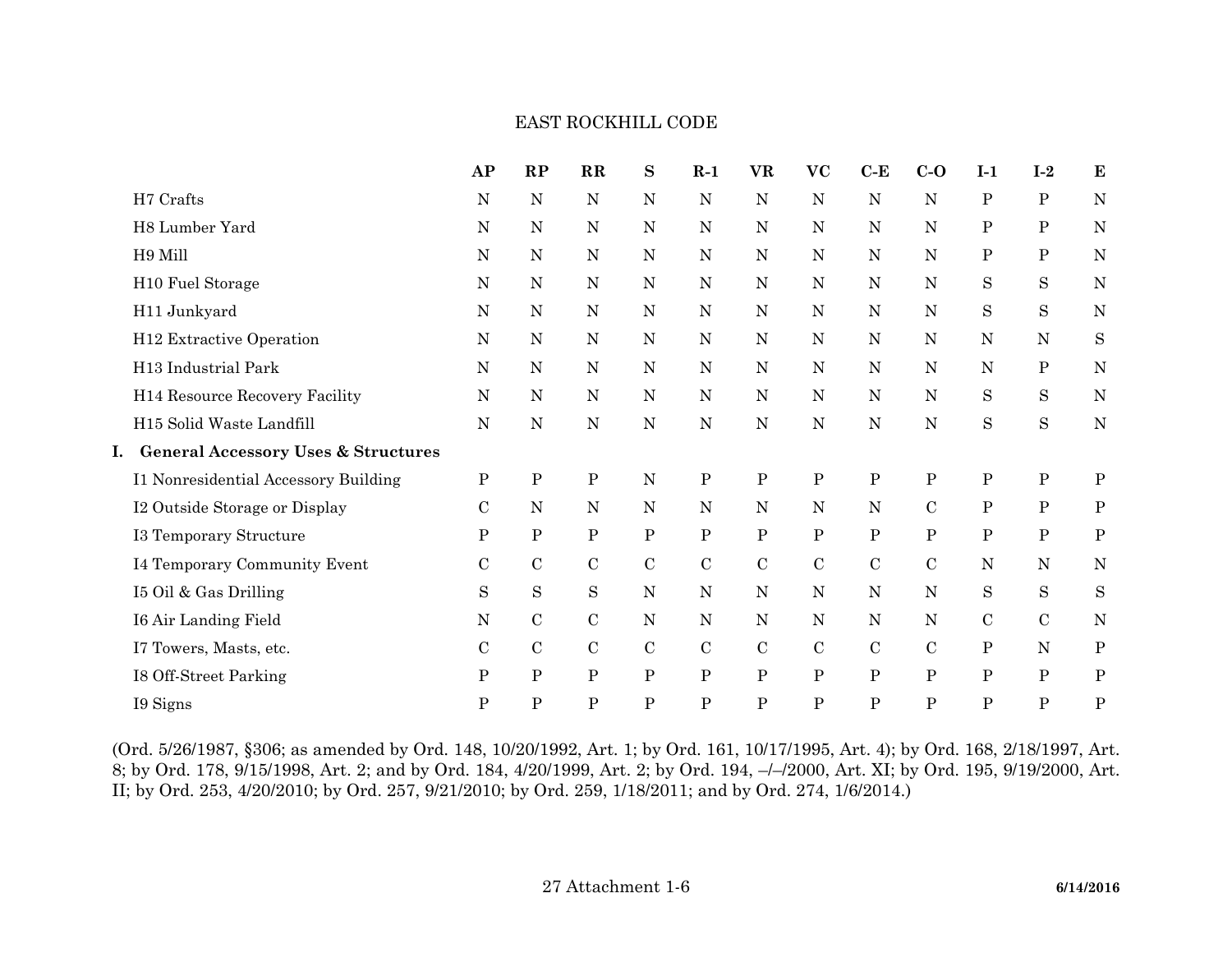| | AP | RP | RR | S | R-1 | VR | VC | C-E | C-O | I-1 | I-2 | E |
|---|---|---|---|---|---|---|---|---|---|---|---|---|
| H7 Crafts | N | N | N | N | N | N | N | N | N | P | P | N |
| H8 Lumber Yard | N | N | N | N | N | N | N | N | N | P | P | N |
| H9 Mill | N | N | N | N | N | N | N | N | N | P | P | N |
| H10 Fuel Storage | N | N | N | N | N | N | N | N | N | S | S | N |
| H11 Junkyard | N | N | N | N | N | N | N | N | N | S | S | N |
| H12 Extractive Operation | N | N | N | N | N | N | N | N | N | N | N | S |
| H13 Industrial Park | N | N | N | N | N | N | N | N | N | N | P | N |
| H14 Resource Recovery Facility | N | N | N | N | N | N | N | N | N | S | S | N |
| H15 Solid Waste Landfill | N | N | N | N | N | N | N | N | N | S | S | N |
| **I. General Accessory Uses & Structures** | | | | | | | | | | | | |
| I1 Nonresidential Accessory Building | P | P | P | N | P | P | P | P | P | P | P | P |
| I2 Outside Storage or Display | C | N | N | N | N | N | N | N | C | P | P | P |
| I3 Temporary Structure | P | P | P | P | P | P | P | P | P | P | P | P |
| I4 Temporary Community Event | C | C | C | C | C | C | C | C | C | N | N | N |
| I5 Oil & Gas Drilling | S | S | S | N | N | N | N | N | N | S | S | S |
| I6 Air Landing Field | N | C | C | N | N | N | N | N | N | C | C | N |
| I7 Towers, Masts, etc. | C | C | C | C | C | C | C | C | C | P | N | P |
| I8 Off-Street Parking | P | P | P | P | P | P | P | P | P | P | P | P |
| I9 Signs | P | P | P | P | P | P | P | P | P | P | P | P |

(Ord. 5/26/1987, §306; as amended by Ord. 148, 10/20/1992, Art. 1; by Ord. 161, 10/17/1995, Art. 4); by Ord. 168, 2/18/1997, Art. 8; by Ord. 178, 9/15/1998, Art. 2; and by Ord. 184, 4/20/1999, Art. 2; by Ord. 194, –/–/2000, Art. XI; by Ord. 195, 9/19/2000, Art. II; by Ord. 253, 4/20/2010; by Ord. 257, 9/21/2010; by Ord. 259, 1/18/2011; and by Ord. 274, 1/6/2014.)